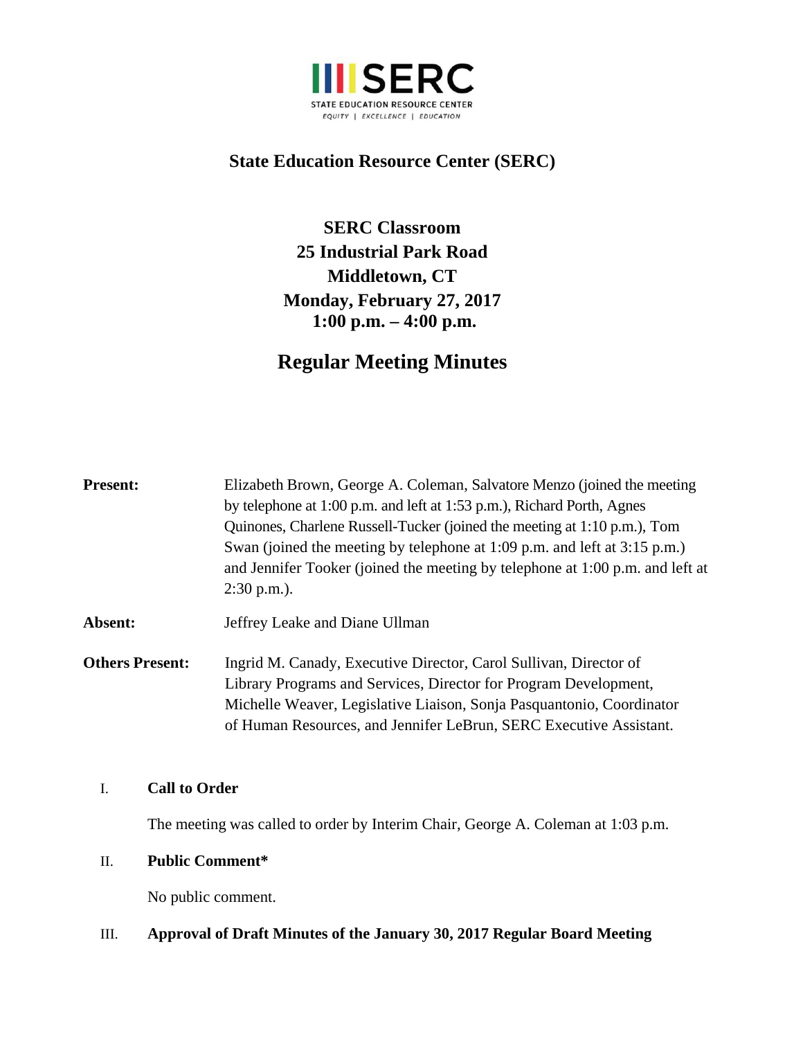**IIIISERC**

STATE EDUCATION RESOURCE CENTER

*EQUITY | EXCELLENCE | EDUCATION*

## State Education Resource Center (SERC)

**SERC Classroom**
**25 Industrial Park Road**
**Middletown, CT**
**Monday, February 27, 2017**
**1:00 p.m. – 4:00 p.m.**

# Regular Meeting Minutes

**Present:** Elizabeth Brown, George A. Coleman, Salvatore Menzo (joined the meeting by telephone at 1:00 p.m. and left at 1:53 p.m.), Richard Porth, Agnes Quinones, Charlene Russell-Tucker (joined the meeting at 1:10 p.m.), Tom Swan (joined the meeting by telephone at 1:09 p.m. and left at 3:15 p.m.) and Jennifer Tooker (joined the meeting by telephone at 1:00 p.m. and left at 2:30 p.m.).

**Absent:** Jeffrey Leake and Diane Ullman

**Others Present:** Ingrid M. Canady, Executive Director, Carol Sullivan, Director of Library Programs and Services, Director for Program Development, Michelle Weaver, Legislative Liaison, Sonja Pasquantonio, Coordinator of Human Resources, and Jennifer LeBrun, SERC Executive Assistant.

I. **Call to Order**

The meeting was called to order by Interim Chair, George A. Coleman at 1:03 p.m.

II. **Public Comment***

No public comment.

III. **Approval of Draft Minutes of the January 30, 2017 Regular Board Meeting**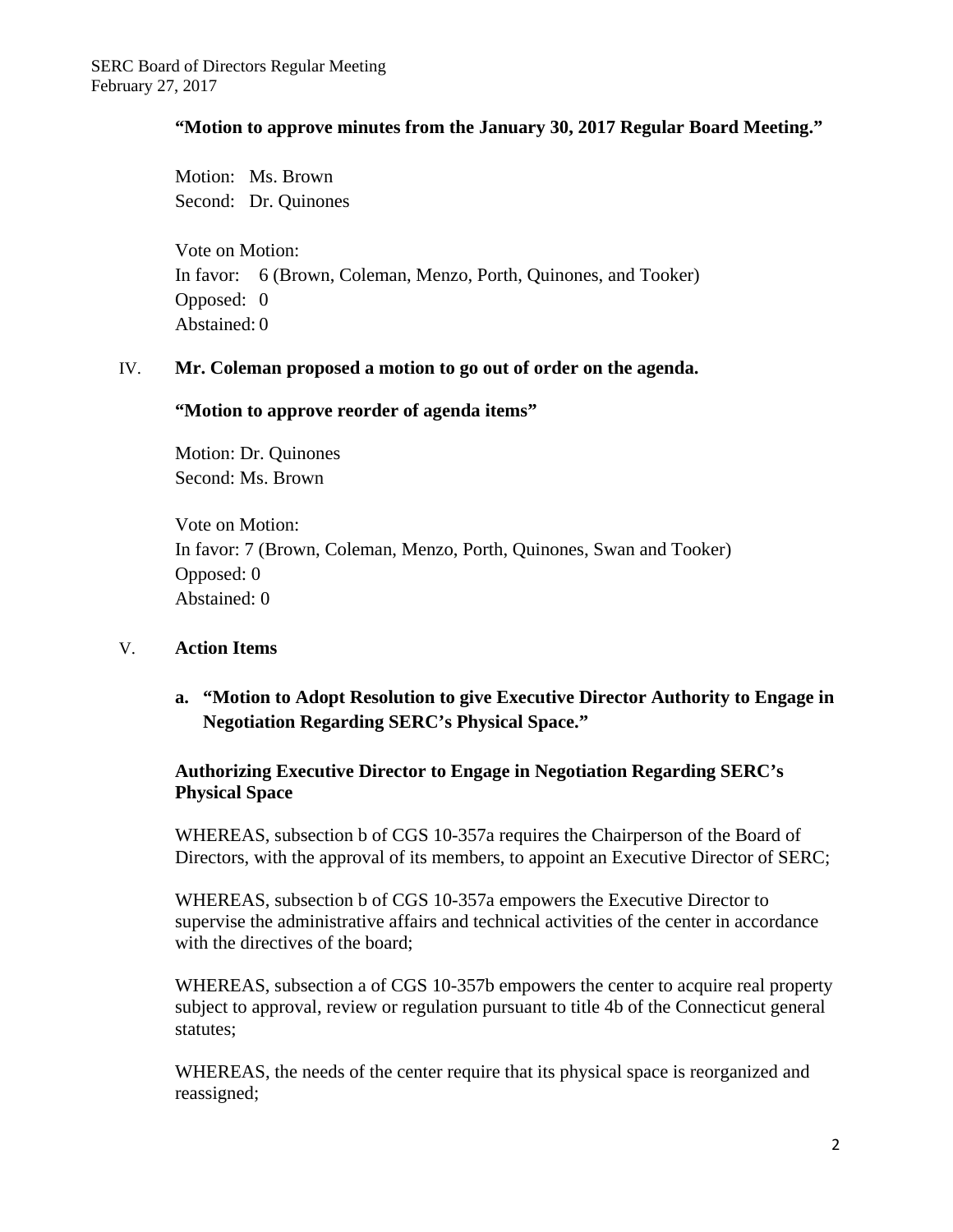**"Motion to approve minutes from the January 30, 2017 Regular Board Meeting."**

Motion: Ms. Brown
Second: Dr. Quinones

Vote on Motion:
In favor: 6 (Brown, Coleman, Menzo, Porth, Quinones, and Tooker)
Opposed: 0
Abstained: 0

IV. **Mr. Coleman proposed a motion to go out of order on the agenda.**

**"Motion to approve reorder of agenda items"**

Motion: Dr. Quinones
Second: Ms. Brown

Vote on Motion:
In favor: 7 (Brown, Coleman, Menzo, Porth, Quinones, Swan and Tooker)
Opposed: 0
Abstained: 0

V. **Action Items**

a. **"Motion to Adopt Resolution to give Executive Director Authority to Engage in Negotiation Regarding SERC's Physical Space."**

**Authorizing Executive Director to Engage in Negotiation Regarding SERC's Physical Space**

WHEREAS, subsection b of CGS 10-357a requires the Chairperson of the Board of Directors, with the approval of its members, to appoint an Executive Director of SERC;

WHEREAS, subsection b of CGS 10-357a empowers the Executive Director to supervise the administrative affairs and technical activities of the center in accordance with the directives of the board;

WHEREAS, subsection a of CGS 10-357b empowers the center to acquire real property subject to approval, review or regulation pursuant to title 4b of the Connecticut general statutes;

WHEREAS, the needs of the center require that its physical space is reorganized and reassigned;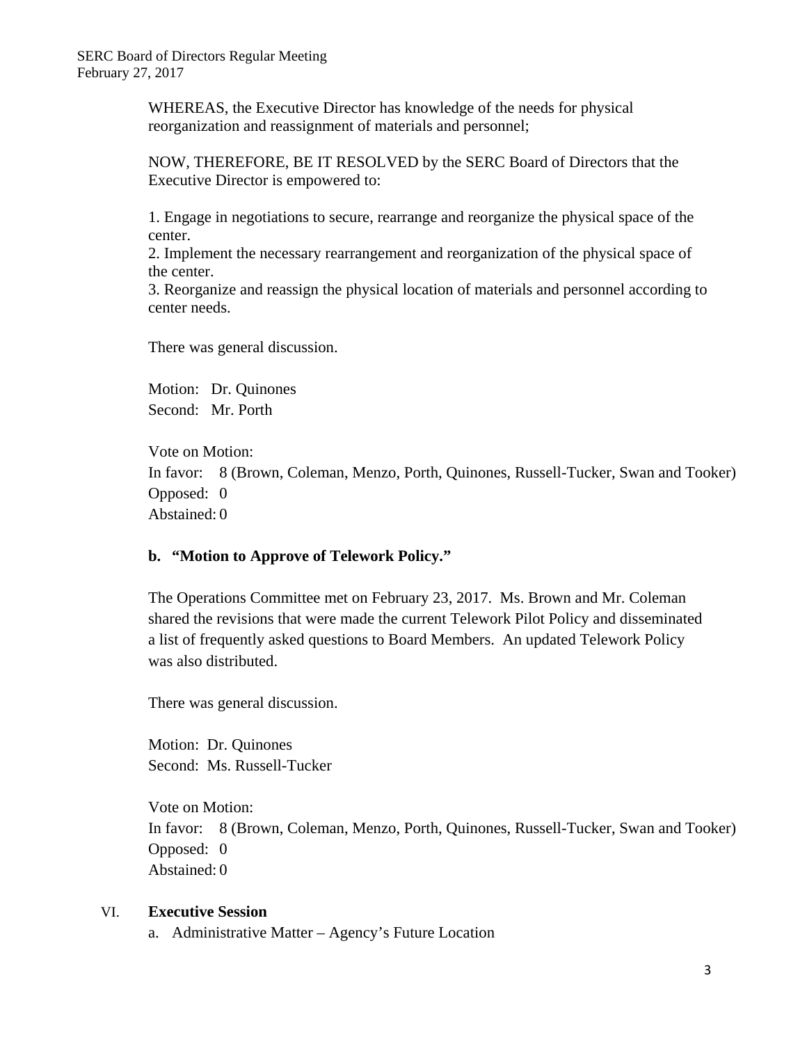WHEREAS, the Executive Director has knowledge of the needs for physical reorganization and reassignment of materials and personnel;

NOW, THEREFORE, BE IT RESOLVED by the SERC Board of Directors that the Executive Director is empowered to:

1. Engage in negotiations to secure, rearrange and reorganize the physical space of the center.
2. Implement the necessary rearrangement and reorganization of the physical space of the center.
3. Reorganize and reassign the physical location of materials and personnel according to center needs.

There was general discussion.

Motion: Dr. Quinones
Second: Mr. Porth

Vote on Motion:
In favor: 8 (Brown, Coleman, Menzo, Porth, Quinones, Russell-Tucker, Swan and Tooker)
Opposed: 0
Abstained: 0

**b. "Motion to Approve of Telework Policy."**

The Operations Committee met on February 23, 2017. Ms. Brown and Mr. Coleman shared the revisions that were made the current Telework Pilot Policy and disseminated a list of frequently asked questions to Board Members. An updated Telework Policy was also distributed.

There was general discussion.

Motion: Dr. Quinones
Second: Ms. Russell-Tucker

Vote on Motion:
In favor: 8 (Brown, Coleman, Menzo, Porth, Quinones, Russell-Tucker, Swan and Tooker)
Opposed: 0
Abstained: 0

VI. **Executive Session**

a. Administrative Matter – Agency's Future Location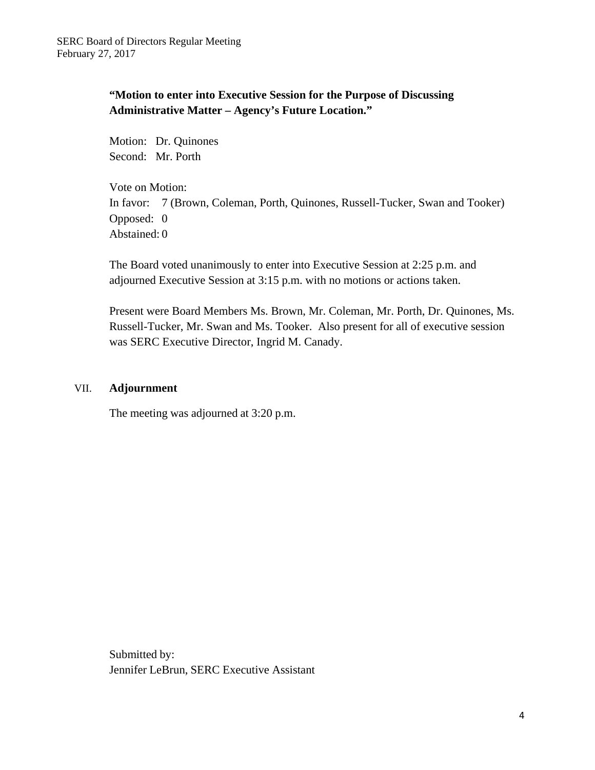**"Motion to enter into Executive Session for the Purpose of Discussing Administrative Matter – Agency's Future Location."**

Motion: Dr. Quinones
Second: Mr. Porth

Vote on Motion:
In favor: 7 (Brown, Coleman, Porth, Quinones, Russell-Tucker, Swan and Tooker)
Opposed: 0
Abstained: 0

The Board voted unanimously to enter into Executive Session at 2:25 p.m. and adjourned Executive Session at 3:15 p.m. with no motions or actions taken.

Present were Board Members Ms. Brown, Mr. Coleman, Mr. Porth, Dr. Quinones, Ms. Russell-Tucker, Mr. Swan and Ms. Tooker. Also present for all of executive session was SERC Executive Director, Ingrid M. Canady.

## VII. Adjournment

The meeting was adjourned at 3:20 p.m.

Submitted by:
Jennifer LeBrun, SERC Executive Assistant